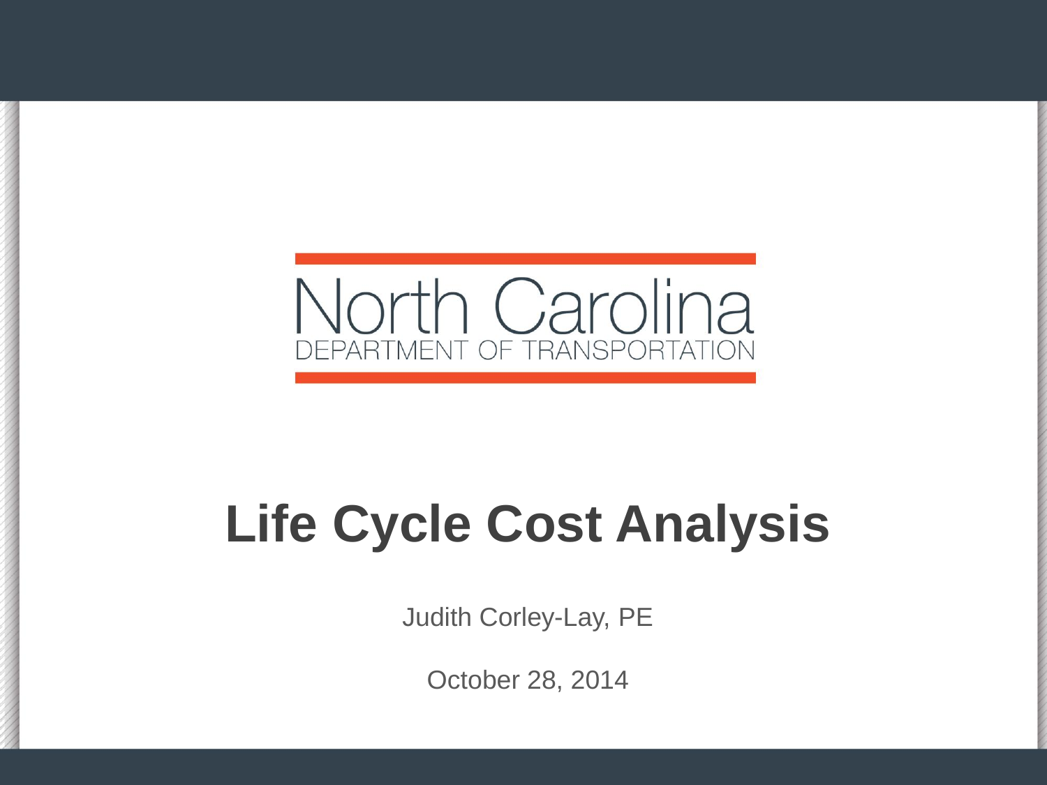North Carolina
DEPARTMENT OF TRANSPORTATION

# Life Cycle Cost Analysis

Judith Corley-Lay, PE

October 28, 2014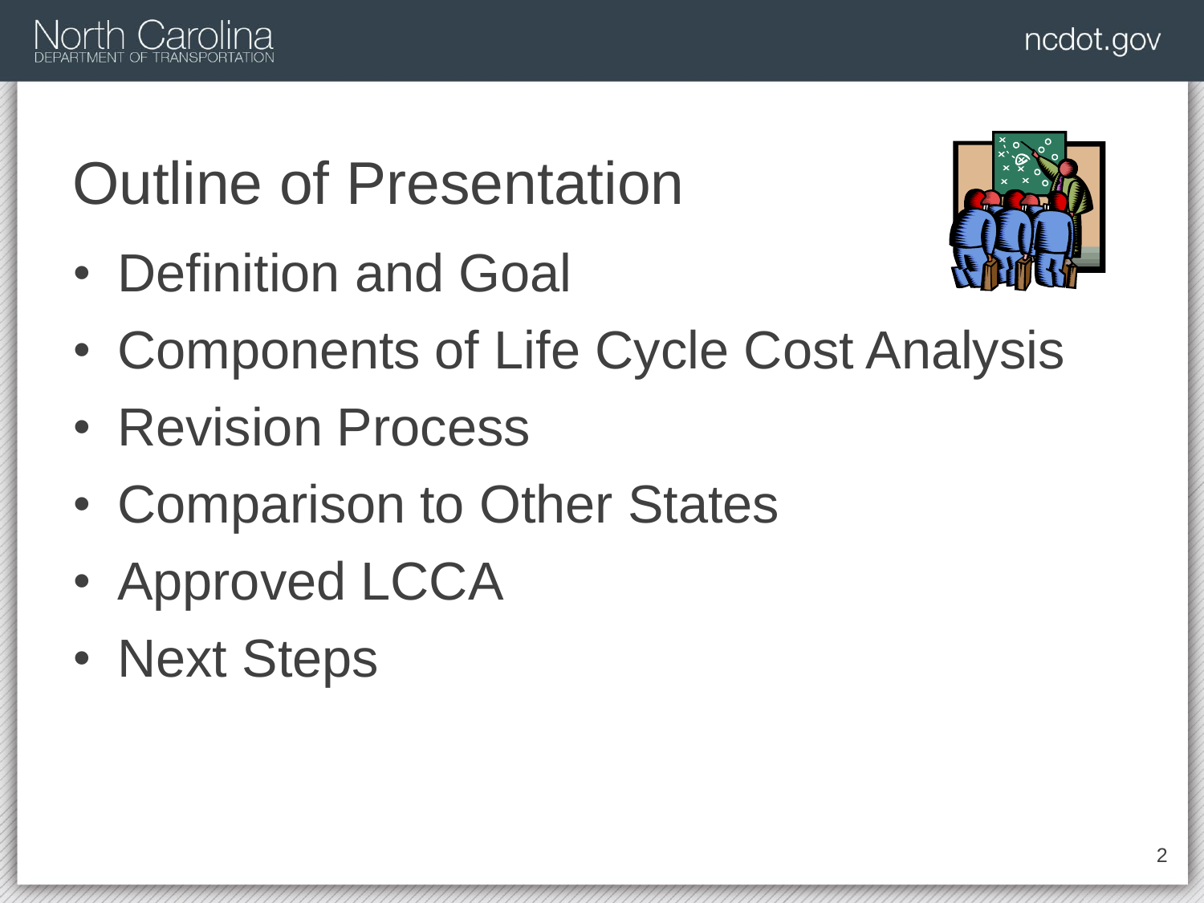# Outline of Presentation

- Definition and Goal
- Components of Life Cycle Cost Analysis
- Revision Process
- Comparison to Other States
- Approved LCCA
- Next Steps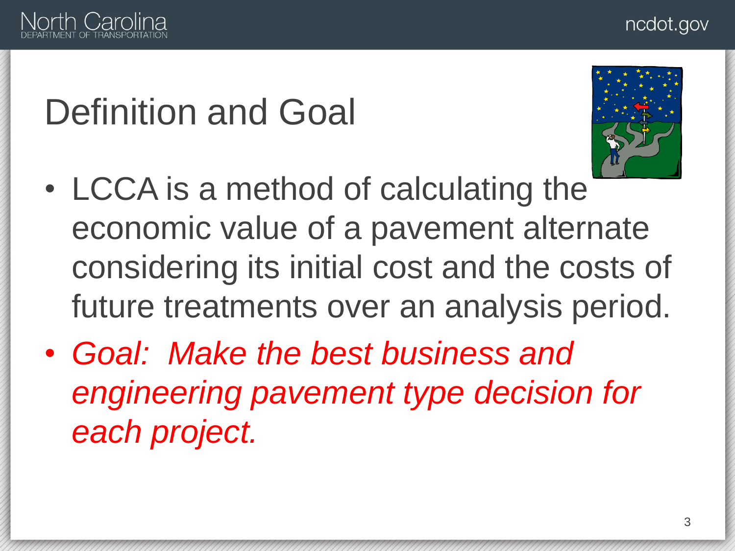# Definition and Goal

- LCCA is a method of calculating the economic value of a pavement alternate considering its initial cost and the costs of future treatments over an analysis period.
- *Goal: Make the best business and engineering pavement type decision for each project.*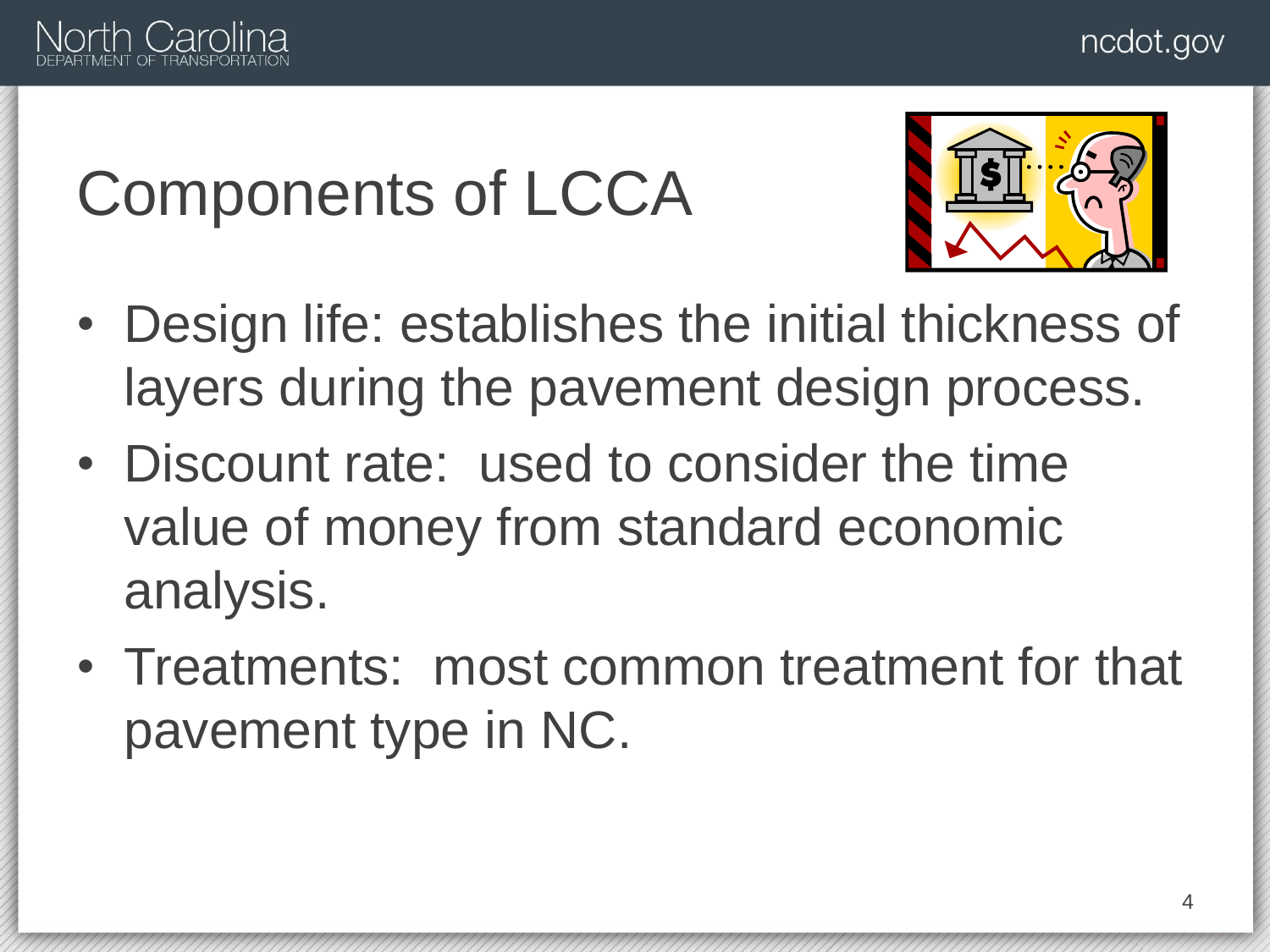# Components of LCCA

- Design life: establishes the initial thickness of layers during the pavement design process.
- Discount rate:  used to consider the time value of money from standard economic analysis.
- Treatments:  most common treatment for that pavement type in NC.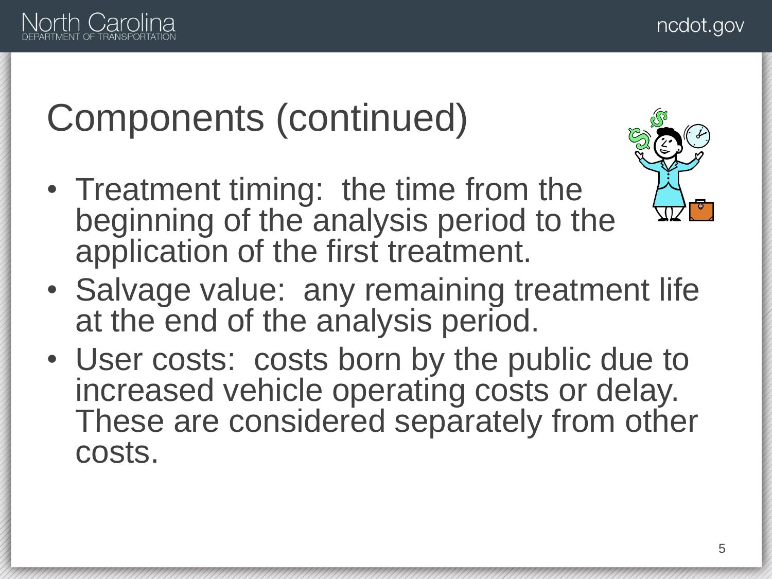# Components (continued)

- Treatment timing: the time from the beginning of the analysis period to the application of the first treatment.
- Salvage value: any remaining treatment life at the end of the analysis period.
- User costs: costs born by the public due to increased vehicle operating costs or delay. These are considered separately from other costs.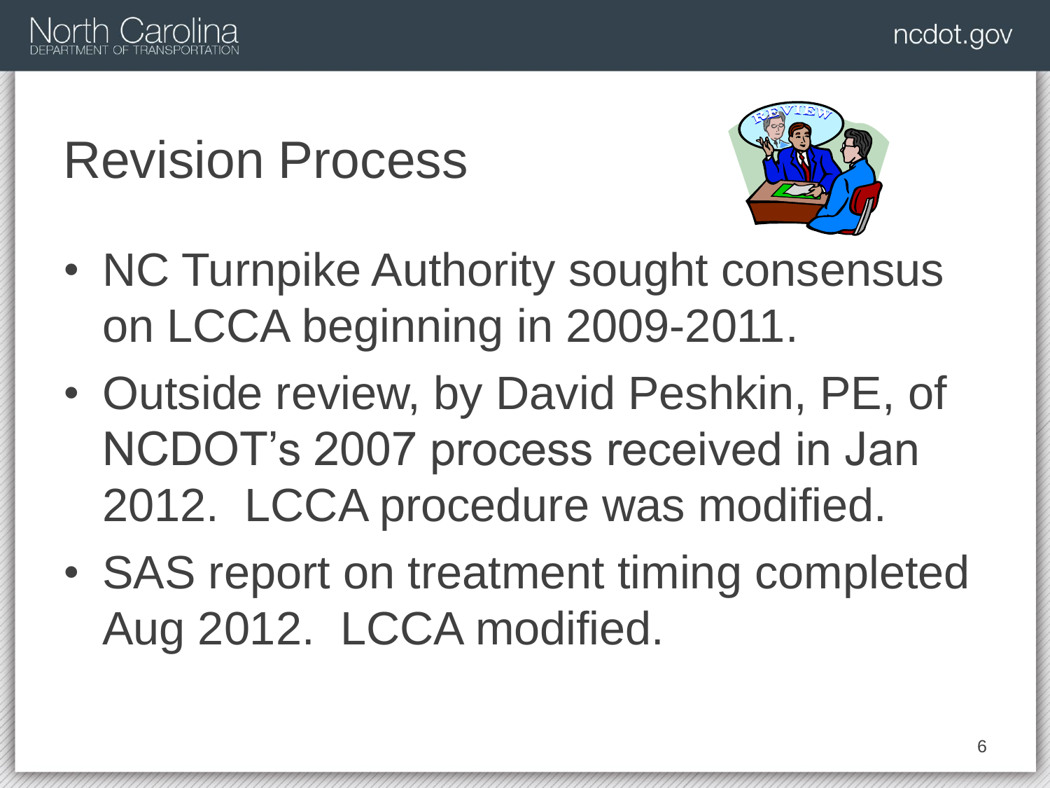# Revision Process

- NC Turnpike Authority sought consensus on LCCA beginning in 2009-2011.
- Outside review, by David Peshkin, PE, of NCDOT's 2007 process received in Jan 2012. LCCA procedure was modified.
- SAS report on treatment timing completed Aug 2012. LCCA modified.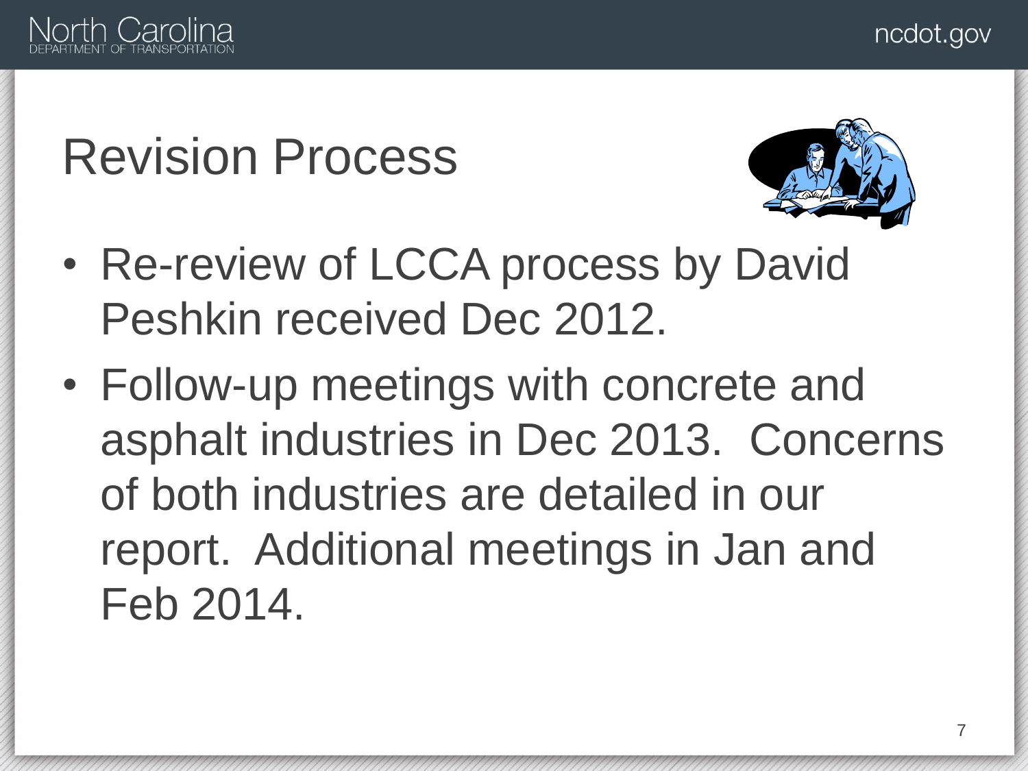# Revision Process

- Re-review of LCCA process by David Peshkin received Dec 2012.
- Follow-up meetings with concrete and asphalt industries in Dec 2013. Concerns of both industries are detailed in our report. Additional meetings in Jan and Feb 2014.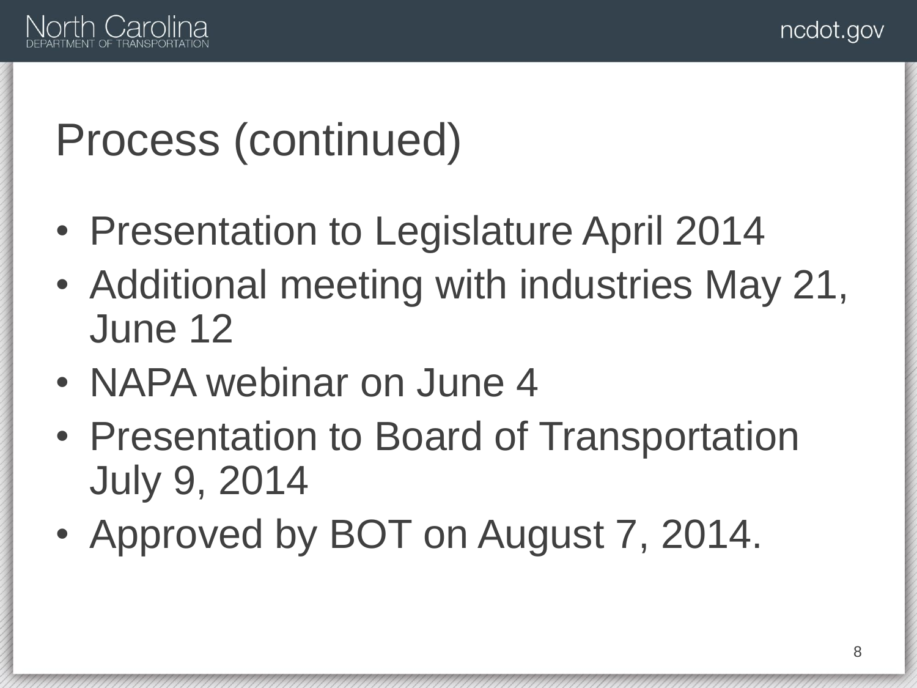# Process (continued)

- Presentation to Legislature April 2014
- Additional meeting with industries May 21, June 12
- NAPA webinar on June 4
- Presentation to Board of Transportation July 9, 2014
- Approved by BOT on August 7, 2014.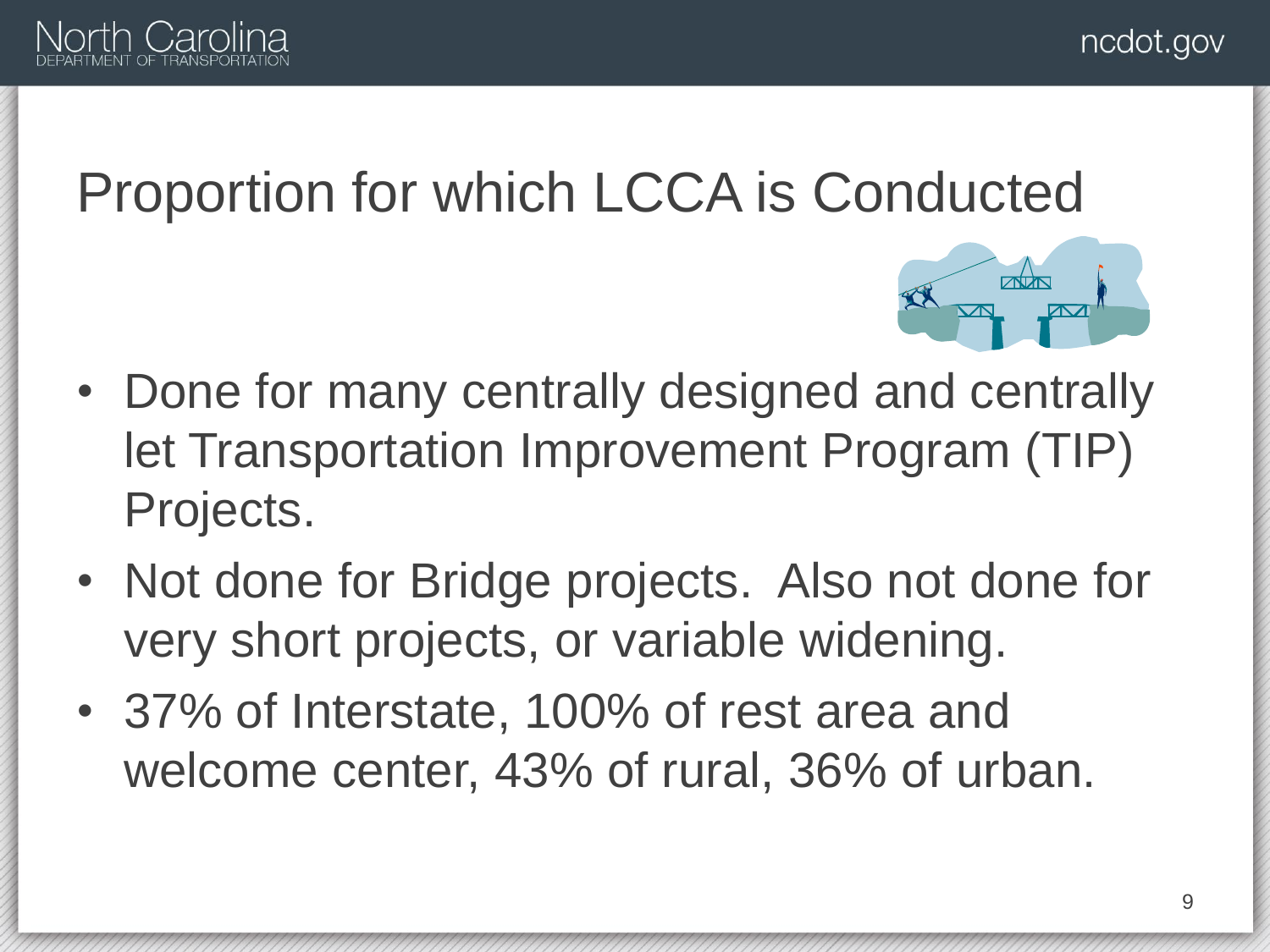# Proportion for which LCCA is Conducted

- Done for many centrally designed and centrally let Transportation Improvement Program (TIP) Projects.
- Not done for Bridge projects. Also not done for very short projects, or variable widening.
- 37% of Interstate, 100% of rest area and welcome center, 43% of rural, 36% of urban.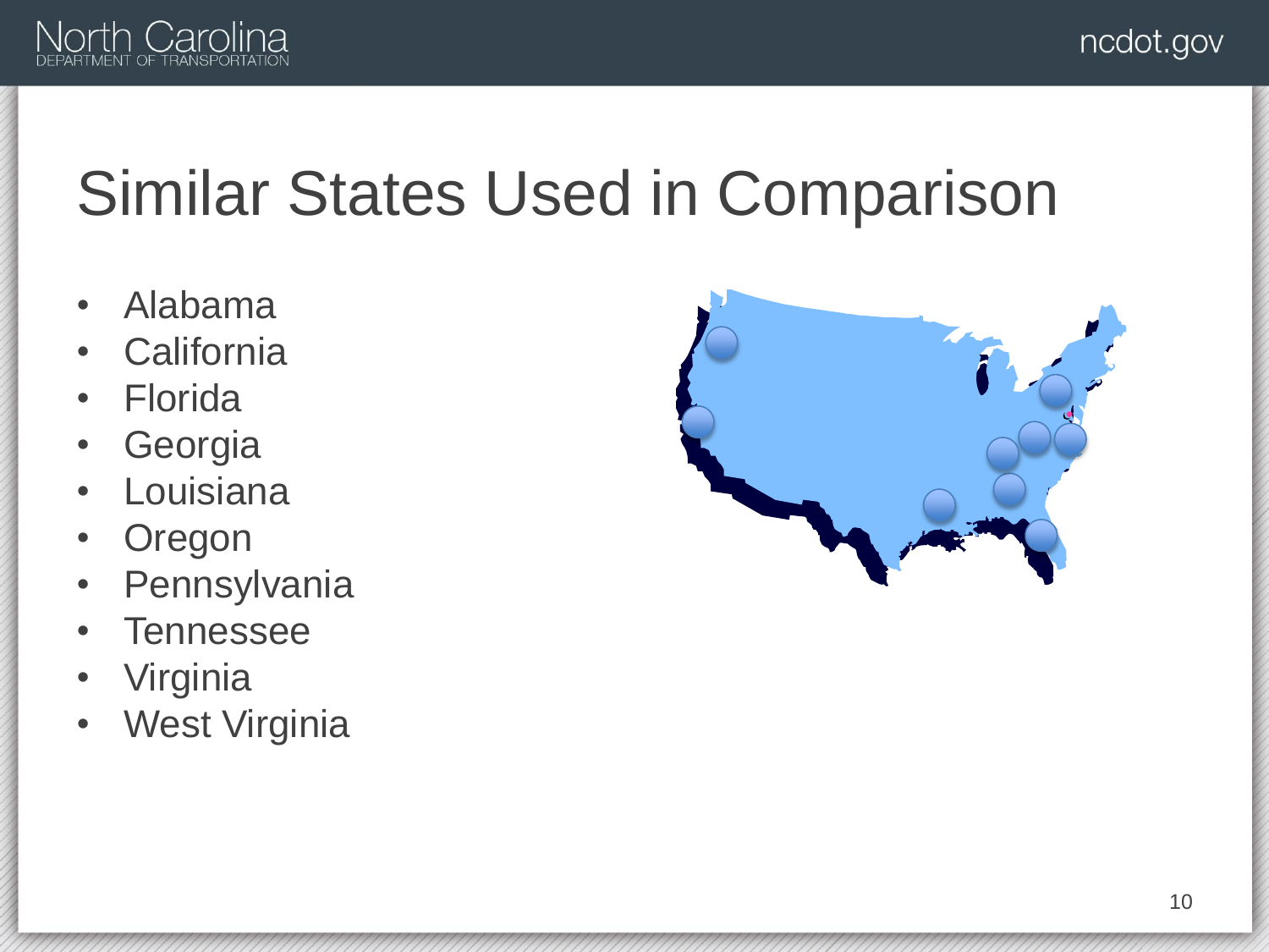# Similar States Used in Comparison

- Alabama
- California
- Florida
- Georgia
- Louisiana
- Oregon
- Pennsylvania
- Tennessee
- Virginia
- West Virginia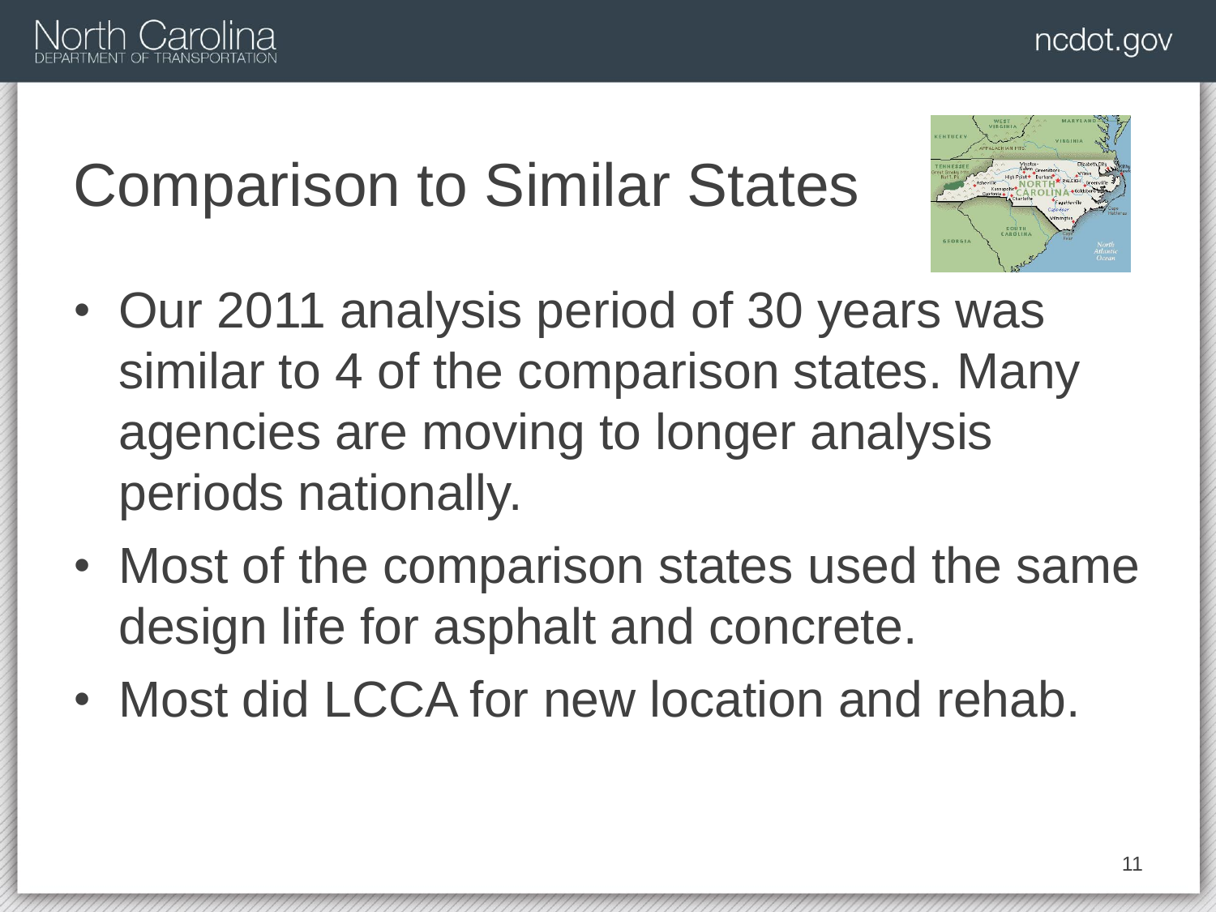# Comparison to Similar States

- Our 2011 analysis period of 30 years was similar to 4 of the comparison states. Many agencies are moving to longer analysis periods nationally.
- Most of the comparison states used the same design life for asphalt and concrete.
- Most did LCCA for new location and rehab.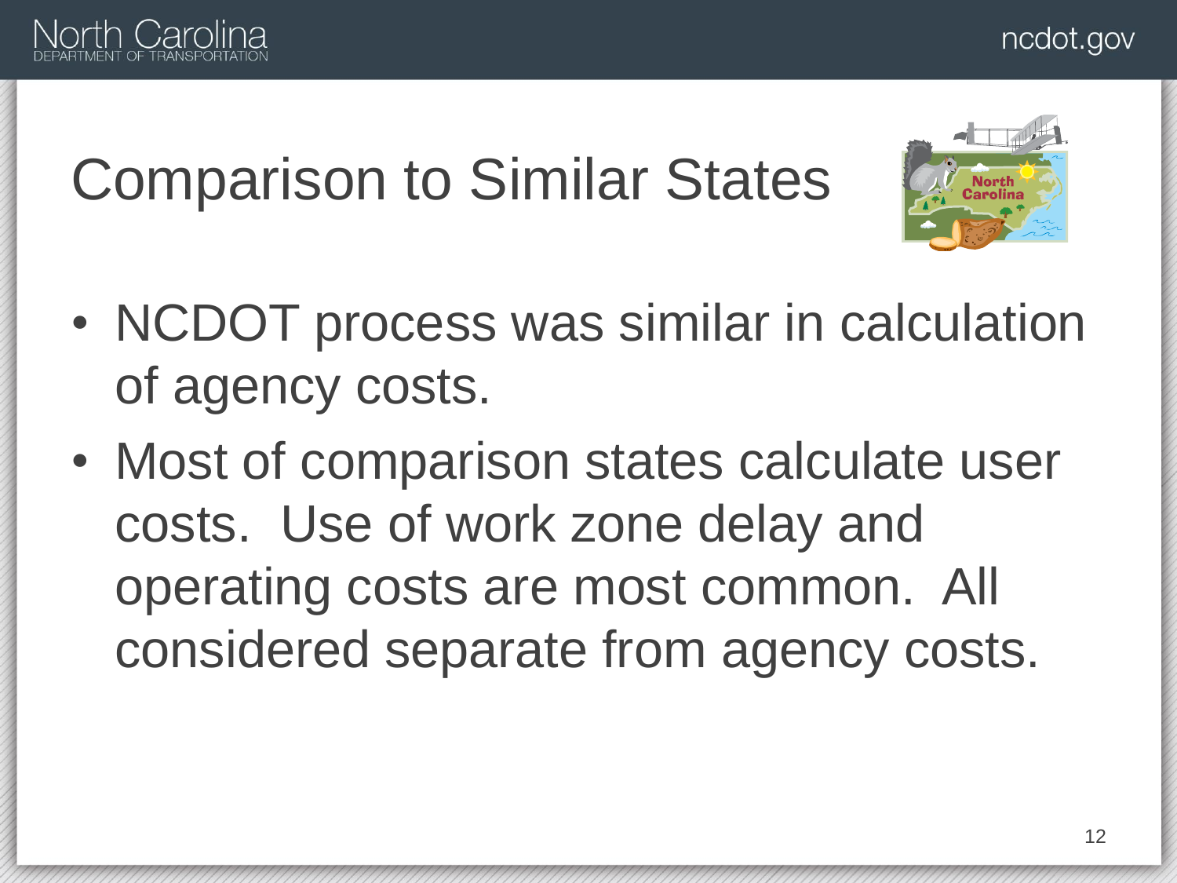# Comparison to Similar States

- NCDOT process was similar in calculation of agency costs.
- Most of comparison states calculate user costs.  Use of work zone delay and operating costs are most common.  All considered separate from agency costs.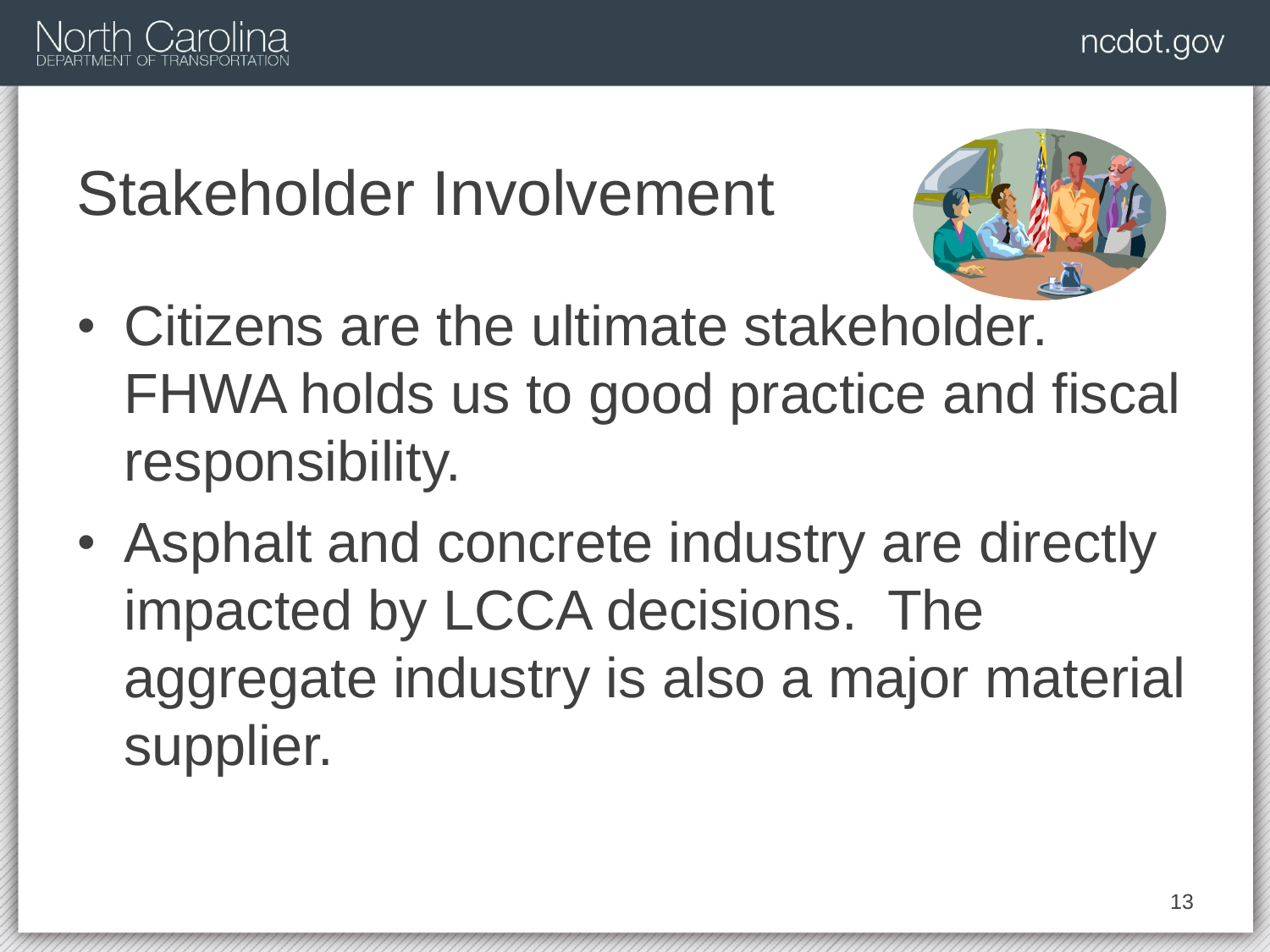# Stakeholder Involvement

- Citizens are the ultimate stakeholder. FHWA holds us to good practice and fiscal responsibility.
- Asphalt and concrete industry are directly impacted by LCCA decisions. The aggregate industry is also a major material supplier.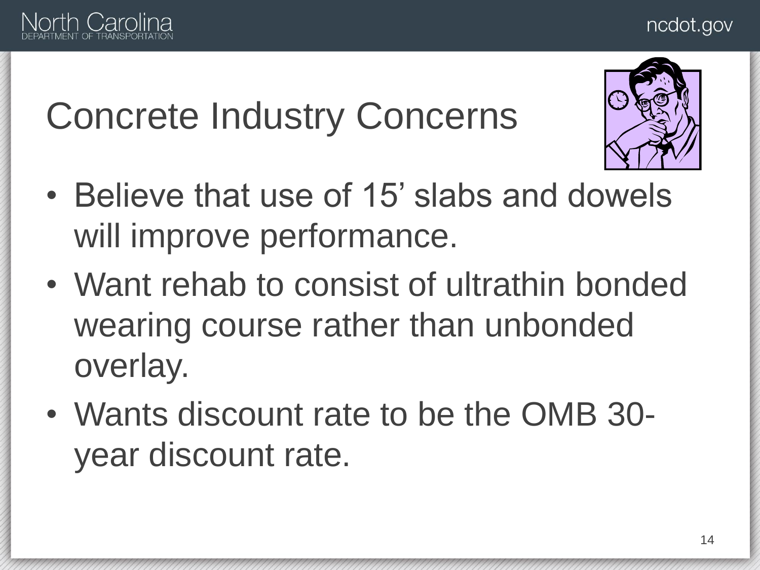# Concrete Industry Concerns

- Believe that use of 15’ slabs and dowels will improve performance.
- Want rehab to consist of ultrathin bonded wearing course rather than unbonded overlay.
- Wants discount rate to be the OMB 30-year discount rate.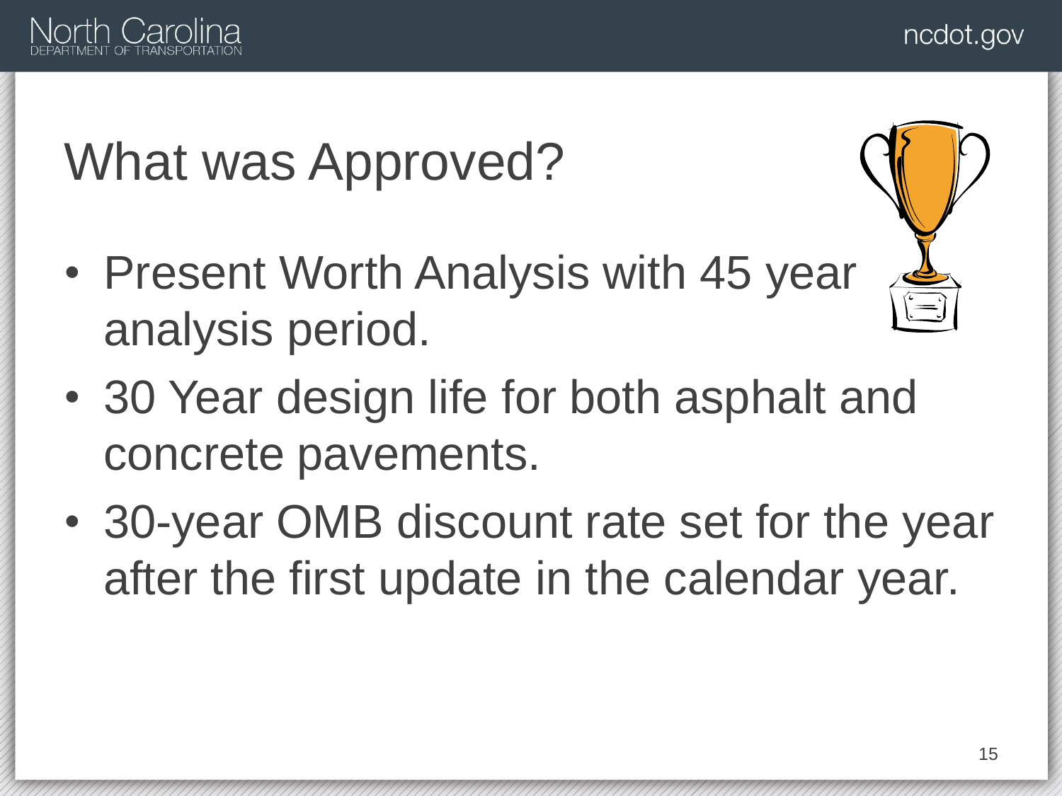# What was Approved?

- Present Worth Analysis with 45 year analysis period.
- 30 Year design life for both asphalt and concrete pavements.
- 30-year OMB discount rate set for the year after the first update in the calendar year.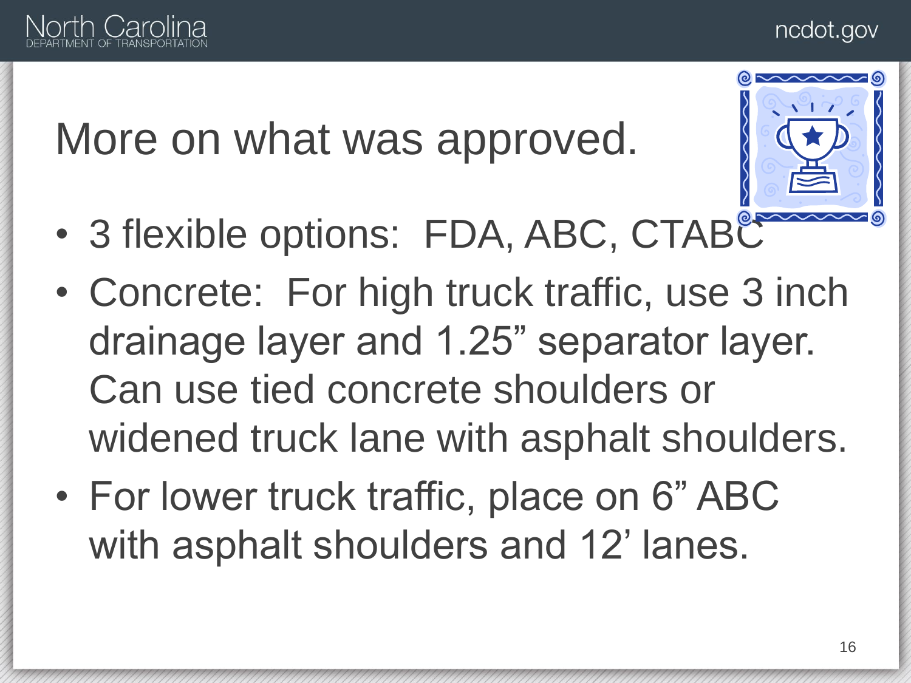# More on what was approved.

- 3 flexible options: FDA, ABC, CTABC
- Concrete: For high truck traffic, use 3 inch drainage layer and 1.25" separator layer. Can use tied concrete shoulders or widened truck lane with asphalt shoulders.
- For lower truck traffic, place on 6" ABC with asphalt shoulders and 12' lanes.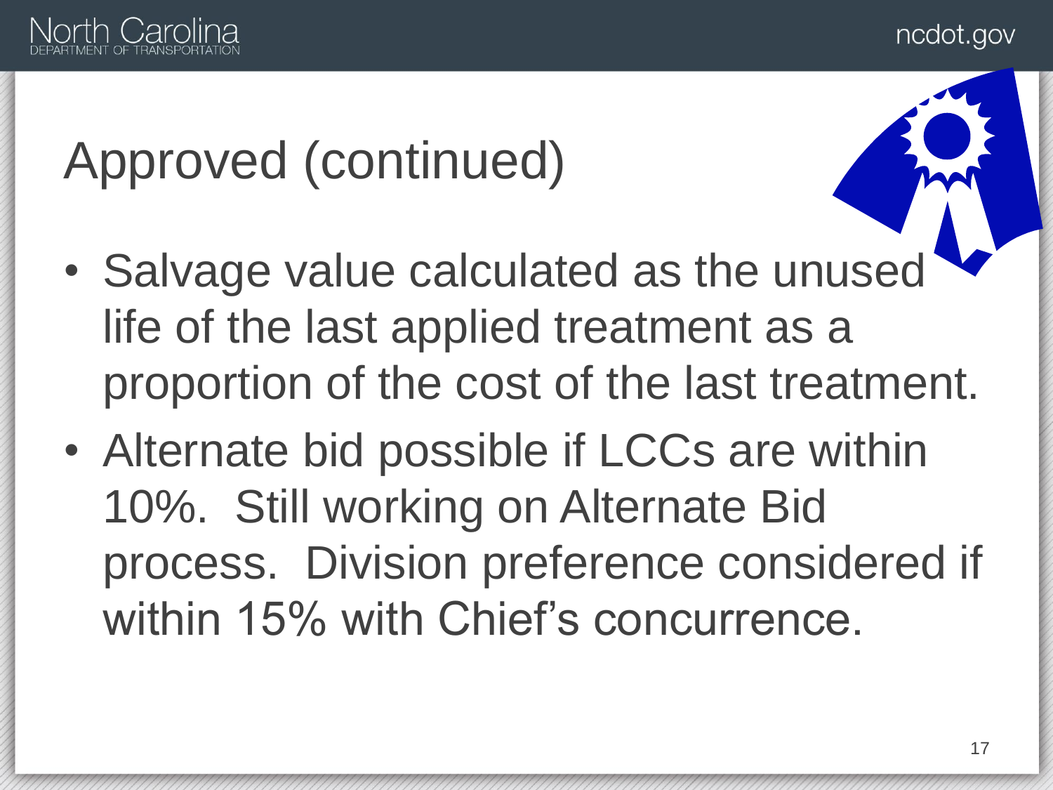# Approved (continued)

- Salvage value calculated as the unused life of the last applied treatment as a proportion of the cost of the last treatment.
- Alternate bid possible if LCCs are within 10%. Still working on Alternate Bid process. Division preference considered if within 15% with Chief's concurrence.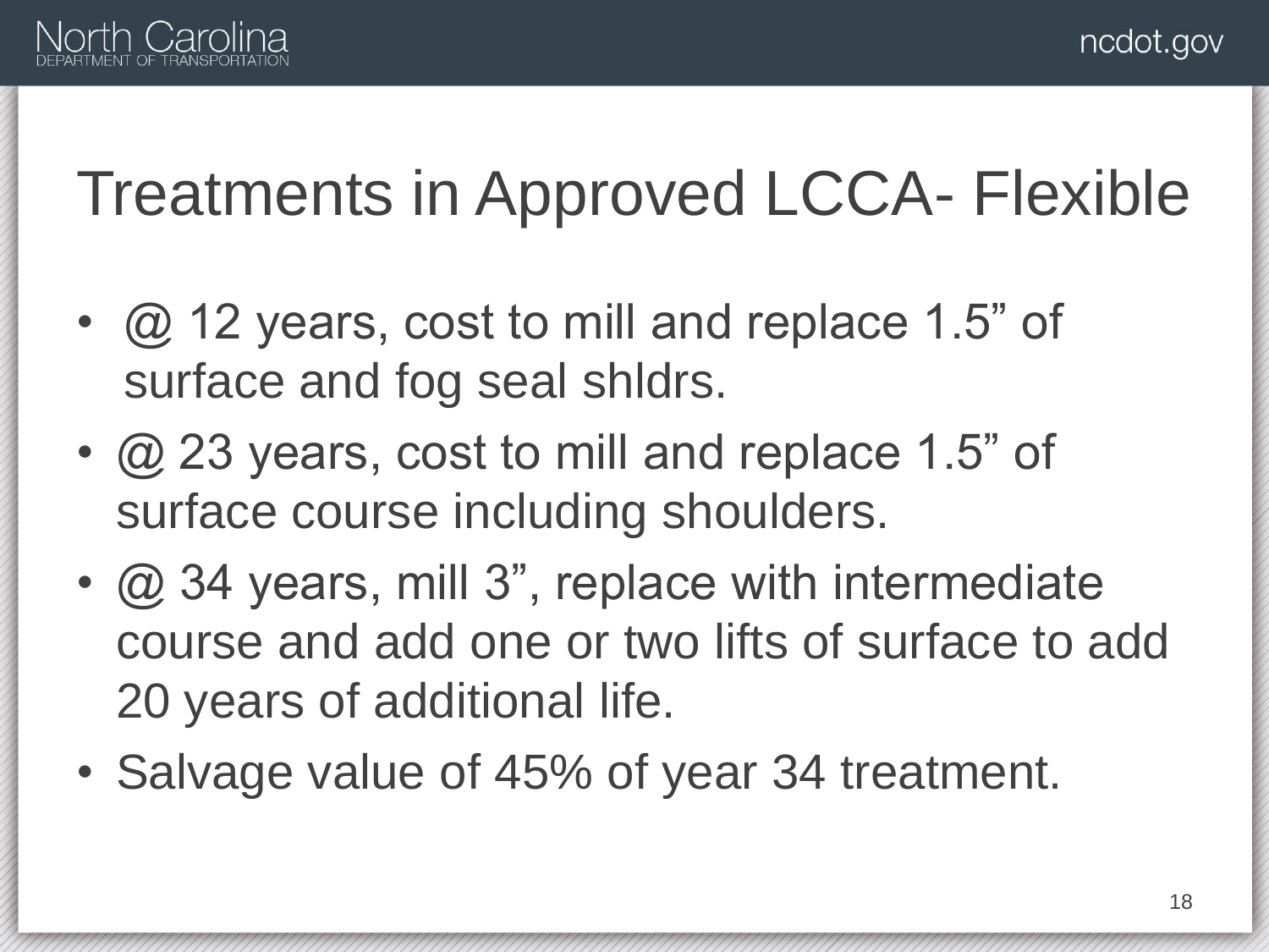# Treatments in Approved LCCA- Flexible

- @ 12 years, cost to mill and replace 1.5" of surface and fog seal shldrs.
- @ 23 years, cost to mill and replace 1.5" of surface course including shoulders.
- @ 34 years, mill 3", replace with intermediate course and add one or two lifts of surface to add 20 years of additional life.
- Salvage value of 45% of year 34 treatment.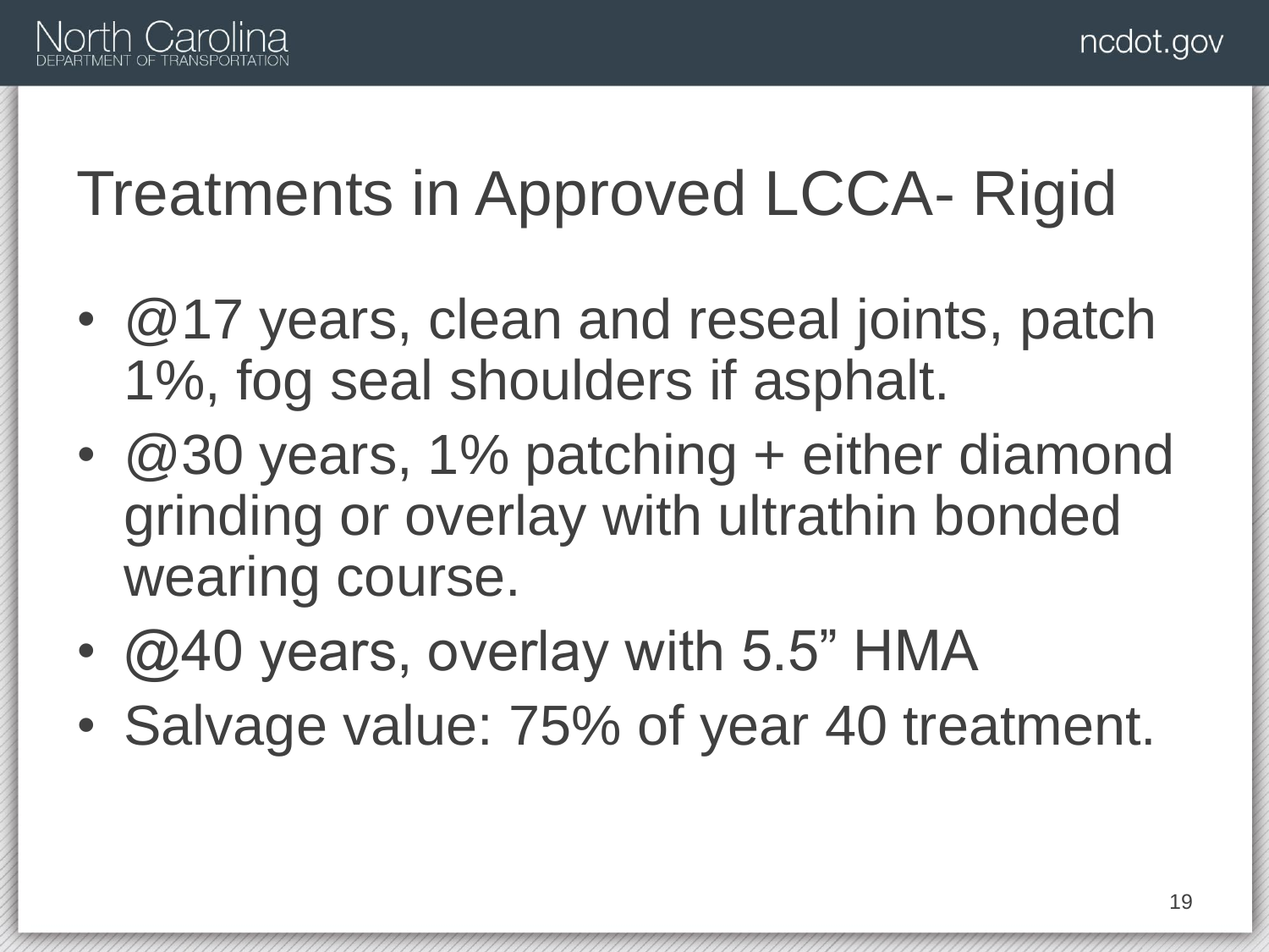# Treatments in Approved LCCA- Rigid

- @17 years, clean and reseal joints, patch 1%, fog seal shoulders if asphalt.
- @30 years, 1% patching + either diamond grinding or overlay with ultrathin bonded wearing course.
- @40 years, overlay with 5.5" HMA
- Salvage value: 75% of year 40 treatment.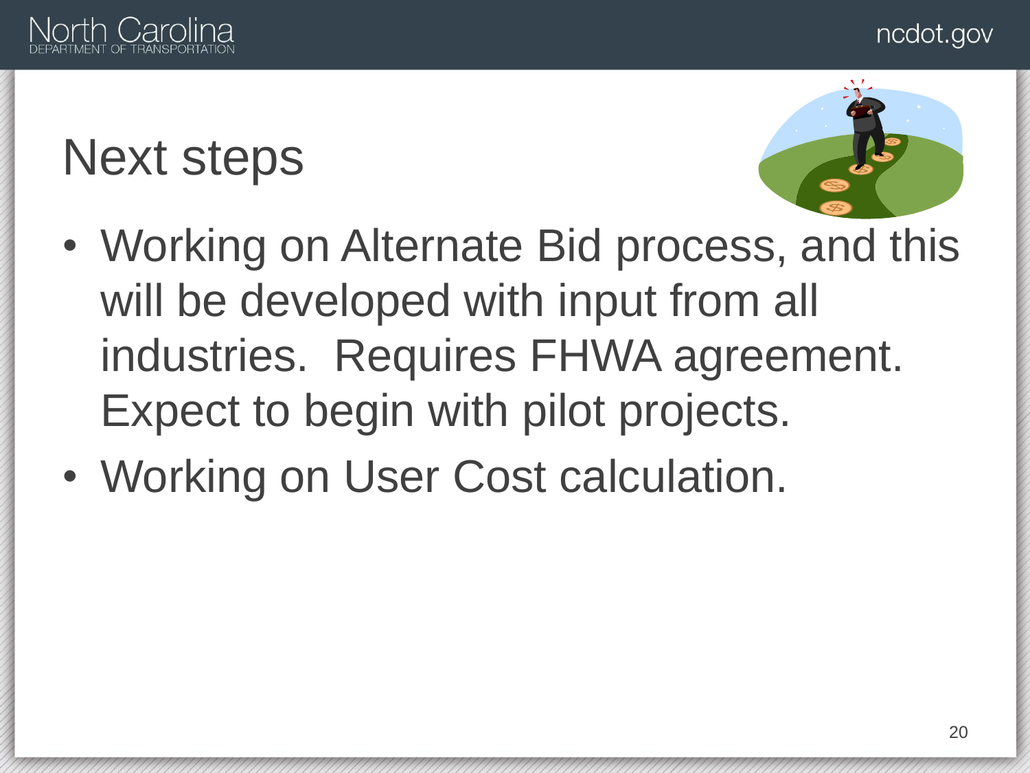# Next steps

- Working on Alternate Bid process, and this will be developed with input from all industries. Requires FHWA agreement. Expect to begin with pilot projects.
- Working on User Cost calculation.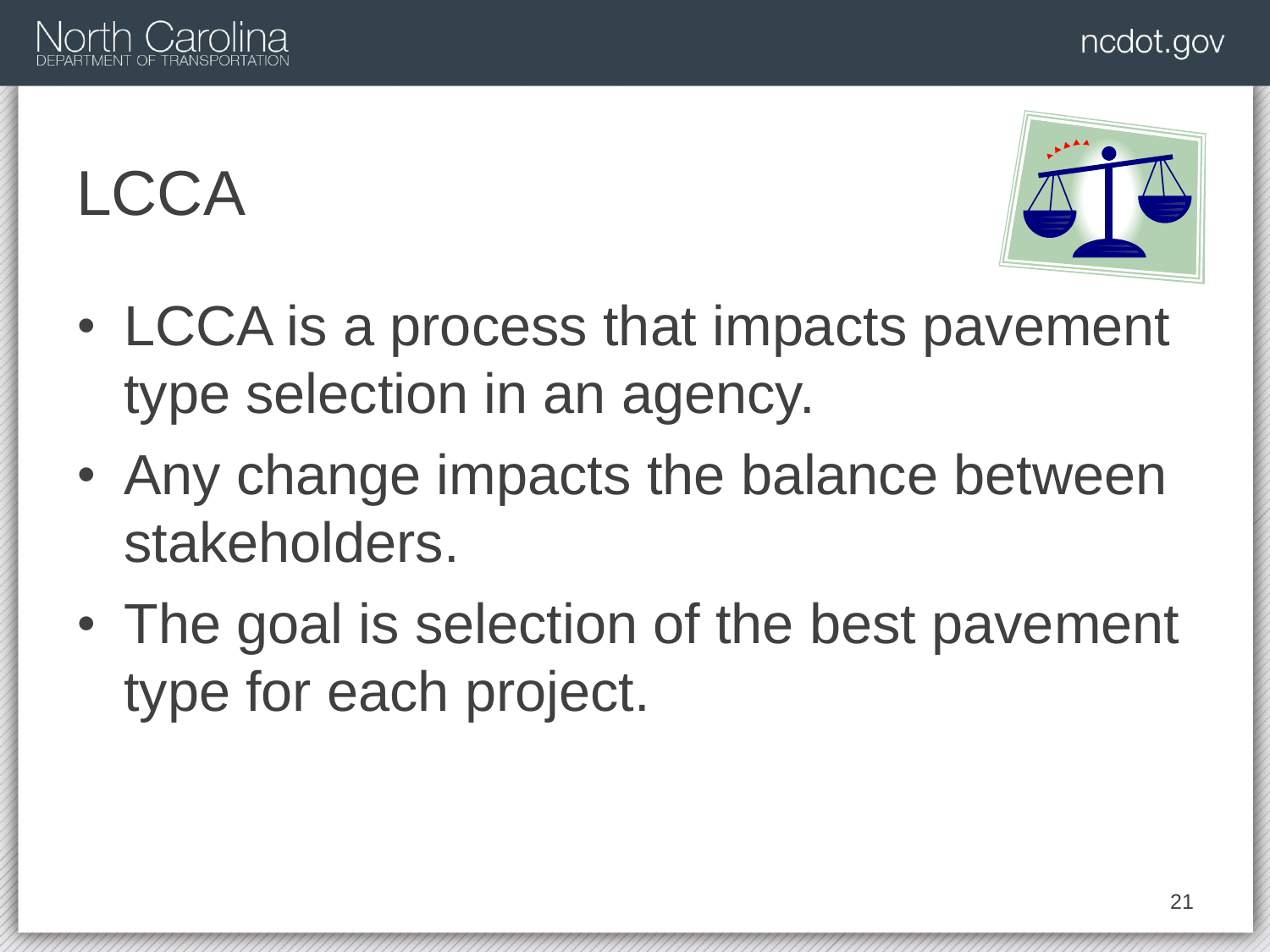# LCCA

- LCCA is a process that impacts pavement type selection in an agency.
- Any change impacts the balance between stakeholders.
- The goal is selection of the best pavement type for each project.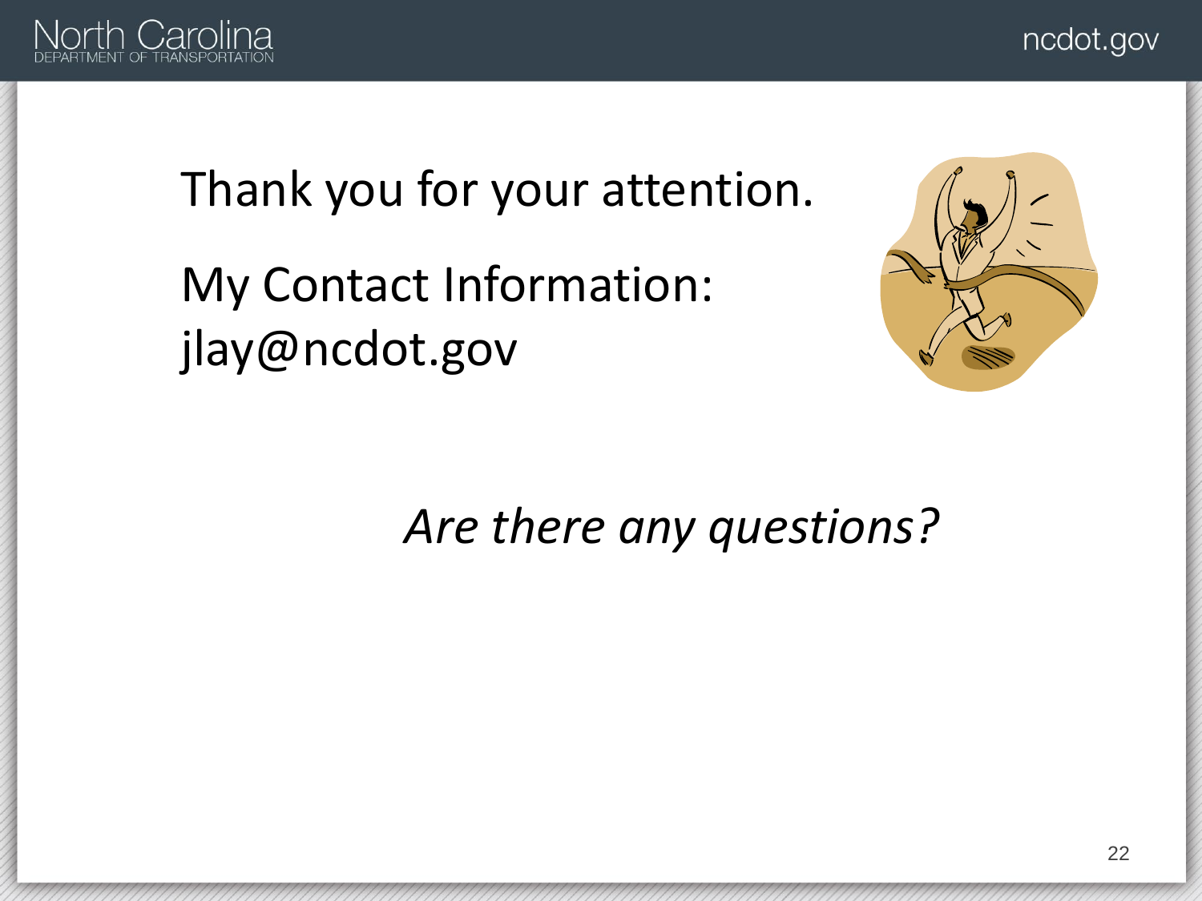Thank you for your attention.

My Contact Information:
jlay@ncdot.gov

*Are there any questions?*